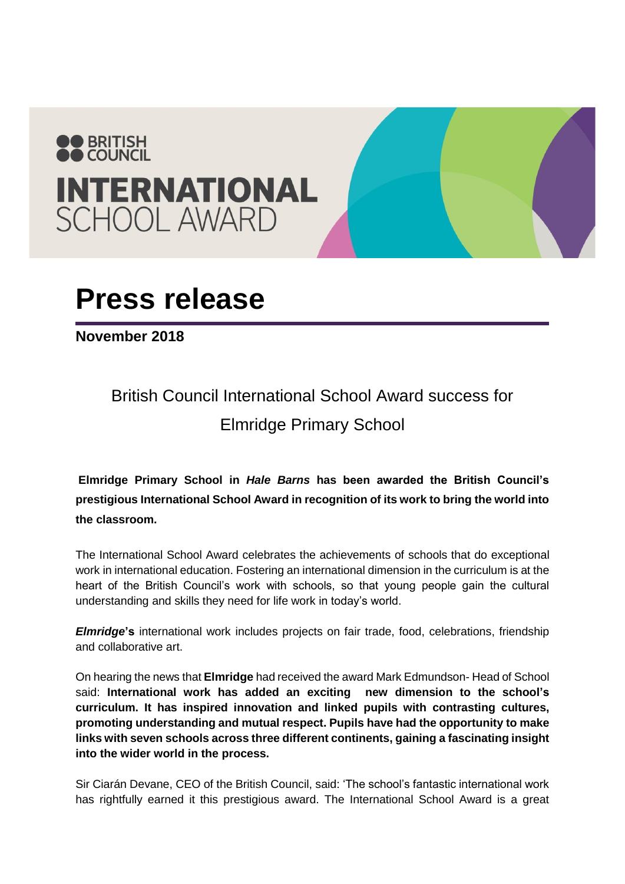**BRITISH COUNCIL**

**INTERNATIONAL** SCHOOL AWARD

# Press release

**November 2018**

## British Council International School Award success for Elmridge Primary School

**Elmridge Primary School in *Hale Barns* has been awarded the British Council's prestigious International School Award in recognition of its work to bring the world into the classroom.**

The International School Award celebrates the achievements of schools that do exceptional work in international education. Fostering an international dimension in the curriculum is at the heart of the British Council's work with schools, so that young people gain the cultural understanding and skills they need for life work in today's world.

***Elmridge*'s** international work includes projects on fair trade, food, celebrations, friendship and collaborative art.

On hearing the news that **Elmridge** had received the award Mark Edmundson- Head of School said: **International work has added an exciting new dimension to the school's curriculum. It has inspired innovation and linked pupils with contrasting cultures, promoting understanding and mutual respect. Pupils have had the opportunity to make links with seven schools across three different continents, gaining a fascinating insight into the wider world in the process.**

Sir Ciarán Devane, CEO of the British Council, said: 'The school's fantastic international work has rightfully earned it this prestigious award. The International School Award is a great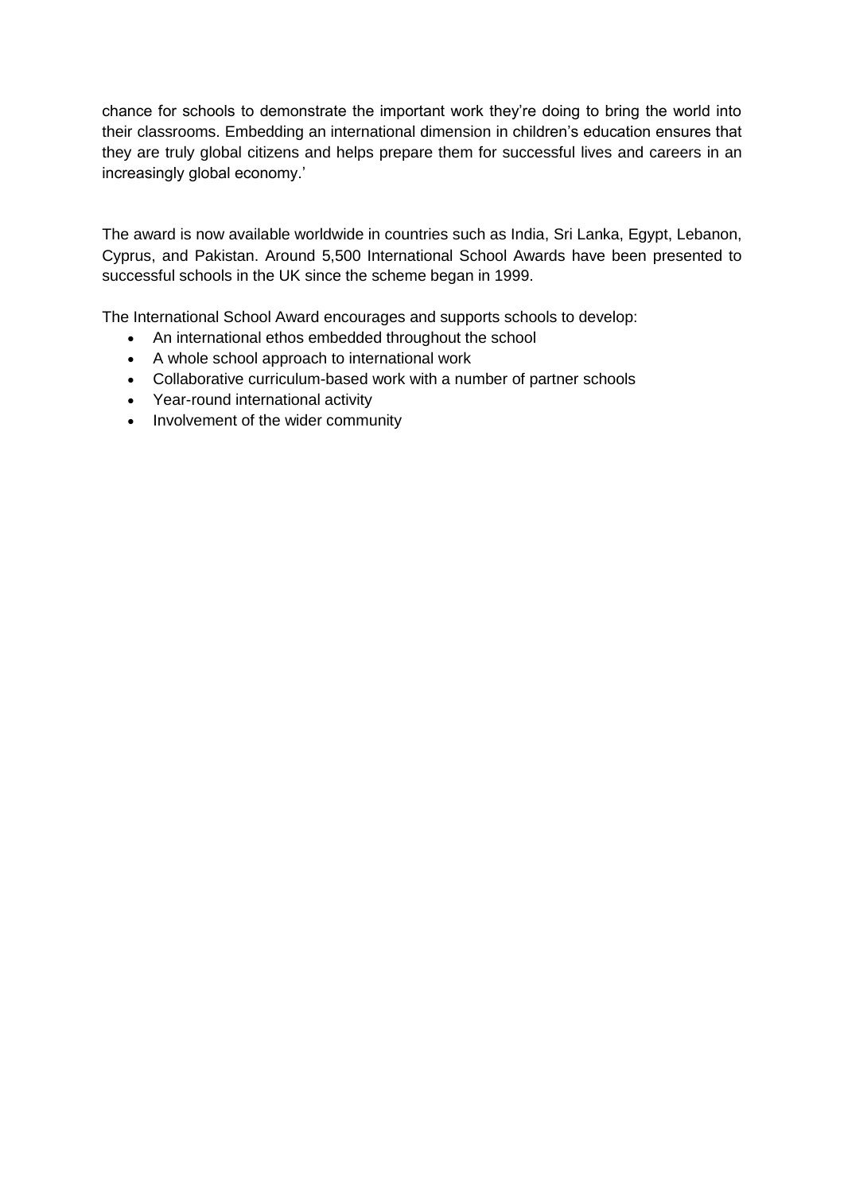chance for schools to demonstrate the important work they're doing to bring the world into their classrooms. Embedding an international dimension in children's education ensures that they are truly global citizens and helps prepare them for successful lives and careers in an increasingly global economy.'

The award is now available worldwide in countries such as India, Sri Lanka, Egypt, Lebanon, Cyprus, and Pakistan. Around 5,500 International School Awards have been presented to successful schools in the UK since the scheme began in 1999.

The International School Award encourages and supports schools to develop:

- An international ethos embedded throughout the school
- A whole school approach to international work
- Collaborative curriculum-based work with a number of partner schools
- Year-round international activity
- Involvement of the wider community